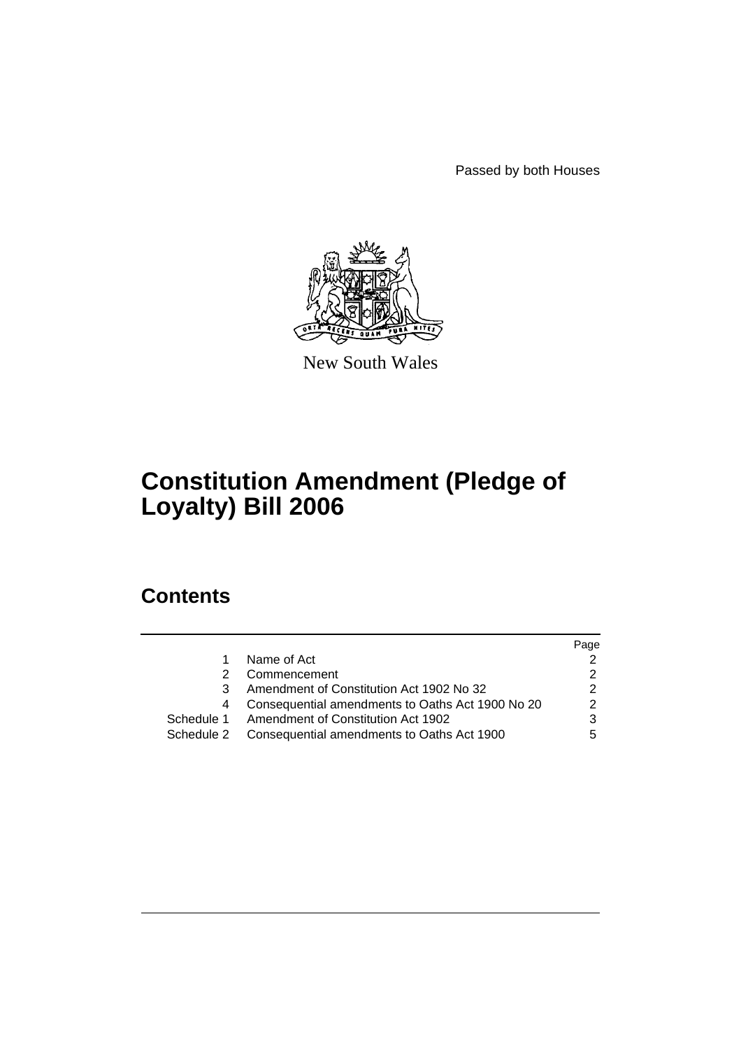Passed by both Houses

New South Wales

# Constitution Amendment (Pledge of Loyalty) Bill 2006

## Contents

| | | Page |
|---|---|---|
| 1 | Name of Act | 2 |
| 2 | Commencement | 2 |
| 3 | Amendment of Constitution Act 1902 No 32 | 2 |
| 4 | Consequential amendments to Oaths Act 1900 No 20 | 2 |
| Schedule 1 | Amendment of Constitution Act 1902 | 3 |
| Schedule 2 | Consequential amendments to Oaths Act 1900 | 5 |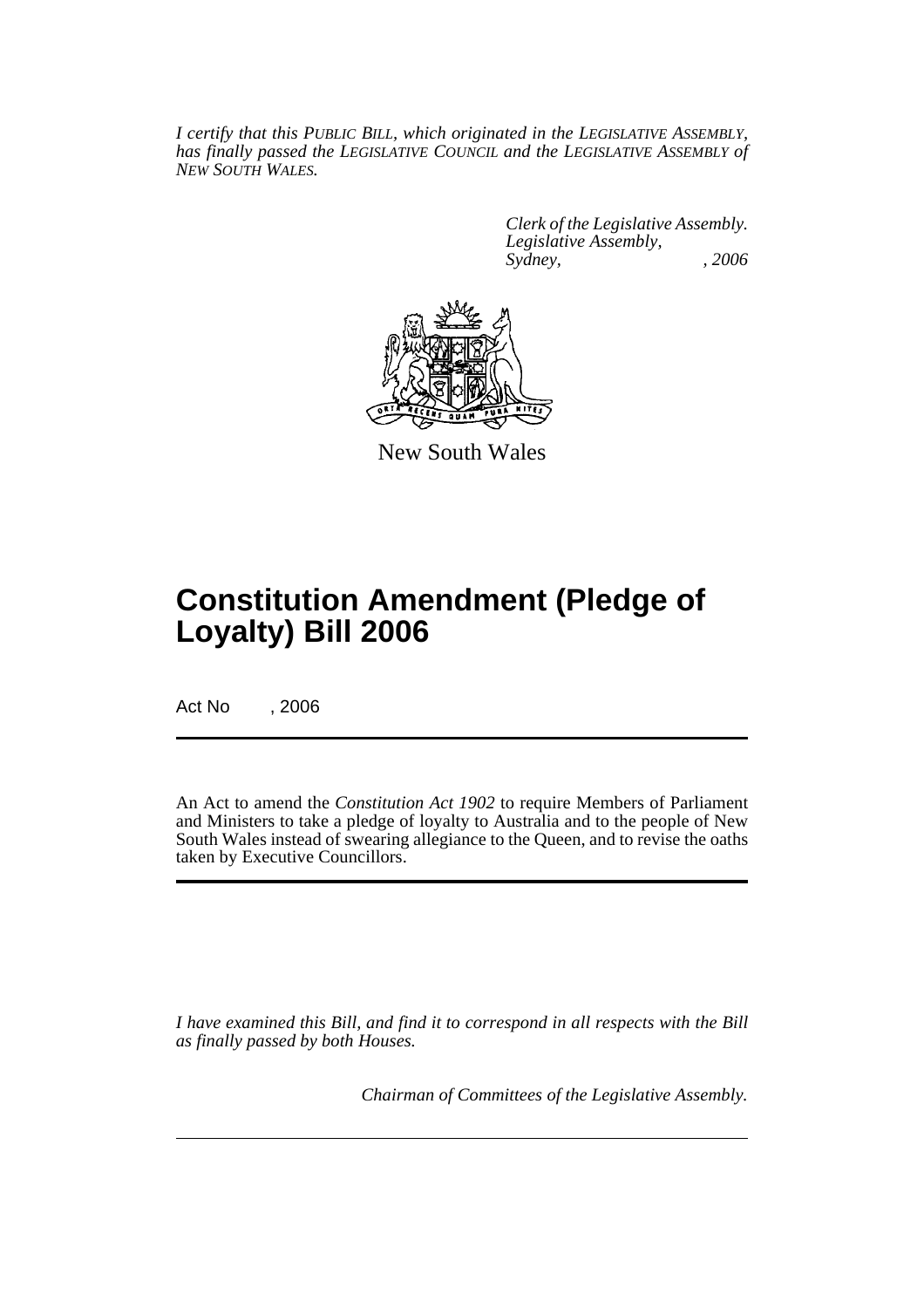*I certify that this PUBLIC BILL, which originated in the LEGISLATIVE ASSEMBLY, has finally passed the LEGISLATIVE COUNCIL and the LEGISLATIVE ASSEMBLY of NEW SOUTH WALES.*

*Clerk of the Legislative Assembly.*
*Legislative Assembly,*
*Sydney, , 2006*

New South Wales

# Constitution Amendment (Pledge of Loyalty) Bill 2006

Act No , 2006

An Act to amend the *Constitution Act 1902* to require Members of Parliament and Ministers to take a pledge of loyalty to Australia and to the people of New South Wales instead of swearing allegiance to the Queen, and to revise the oaths taken by Executive Councillors.

*I have examined this Bill, and find it to correspond in all respects with the Bill as finally passed by both Houses.*

*Chairman of Committees of the Legislative Assembly.*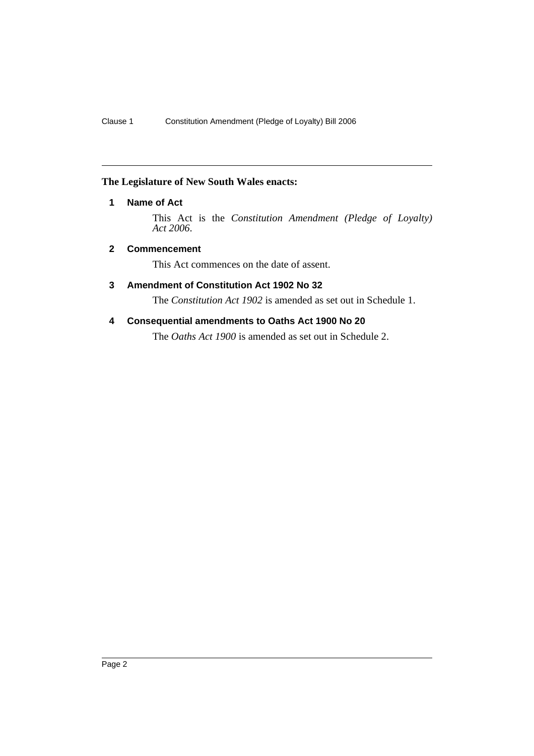**The Legislature of New South Wales enacts:**

## 1 Name of Act

This Act is the *Constitution Amendment (Pledge of Loyalty) Act 2006*.

## 2 Commencement

This Act commences on the date of assent.

## 3 Amendment of Constitution Act 1902 No 32

The *Constitution Act 1902* is amended as set out in Schedule 1.

## 4 Consequential amendments to Oaths Act 1900 No 20

The *Oaths Act 1900* is amended as set out in Schedule 2.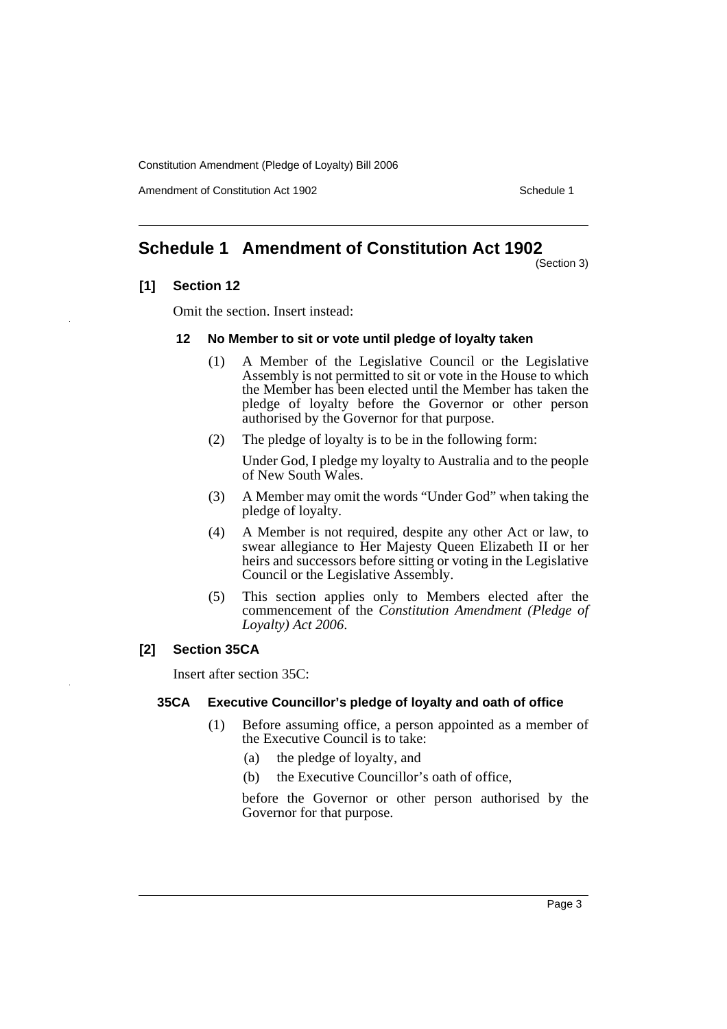## Schedule 1 Amendment of Constitution Act 1902

(Section 3)

**[1] Section 12**

Omit the section. Insert instead:

**12 No Member to sit or vote until pledge of loyalty taken**

(1) A Member of the Legislative Council or the Legislative Assembly is not permitted to sit or vote in the House to which the Member has been elected until the Member has taken the pledge of loyalty before the Governor or other person authorised by the Governor for that purpose.

(2) The pledge of loyalty is to be in the following form:

Under God, I pledge my loyalty to Australia and to the people of New South Wales.

(3) A Member may omit the words "Under God" when taking the pledge of loyalty.

(4) A Member is not required, despite any other Act or law, to swear allegiance to Her Majesty Queen Elizabeth II or her heirs and successors before sitting or voting in the Legislative Council or the Legislative Assembly.

(5) This section applies only to Members elected after the commencement of the *Constitution Amendment (Pledge of Loyalty) Act 2006*.

**[2] Section 35CA**

Insert after section 35C:

**35CA Executive Councillor's pledge of loyalty and oath of office**

(1) Before assuming office, a person appointed as a member of the Executive Council is to take:

(a) the pledge of loyalty, and

(b) the Executive Councillor's oath of office,

before the Governor or other person authorised by the Governor for that purpose.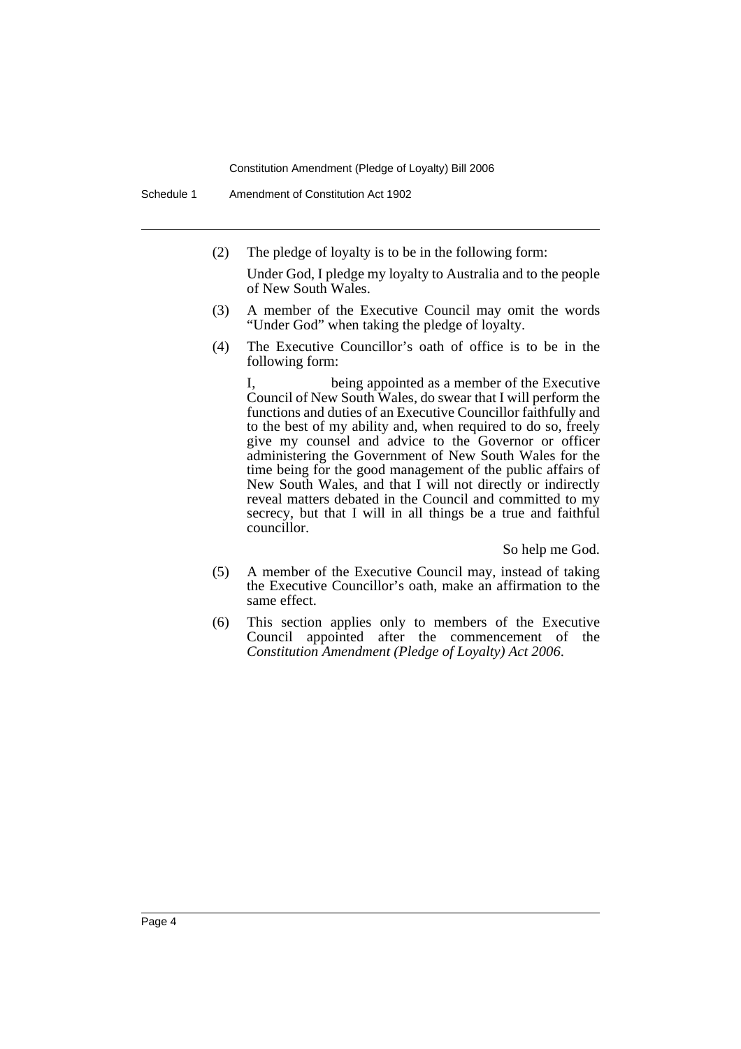(2) The pledge of loyalty is to be in the following form:

Under God, I pledge my loyalty to Australia and to the people of New South Wales.

(3) A member of the Executive Council may omit the words "Under God" when taking the pledge of loyalty.

(4) The Executive Councillor's oath of office is to be in the following form:

I, &nbsp;&nbsp;&nbsp;&nbsp;&nbsp;&nbsp;&nbsp;&nbsp;&nbsp;&nbsp; being appointed as a member of the Executive Council of New South Wales, do swear that I will perform the functions and duties of an Executive Councillor faithfully and to the best of my ability and, when required to do so, freely give my counsel and advice to the Governor or officer administering the Government of New South Wales for the time being for the good management of the public affairs of New South Wales, and that I will not directly or indirectly reveal matters debated in the Council and committed to my secrecy, but that I will in all things be a true and faithful councillor.

So help me God.

(5) A member of the Executive Council may, instead of taking the Executive Councillor's oath, make an affirmation to the same effect.

(6) This section applies only to members of the Executive Council appointed after the commencement of the *Constitution Amendment (Pledge of Loyalty) Act 2006*.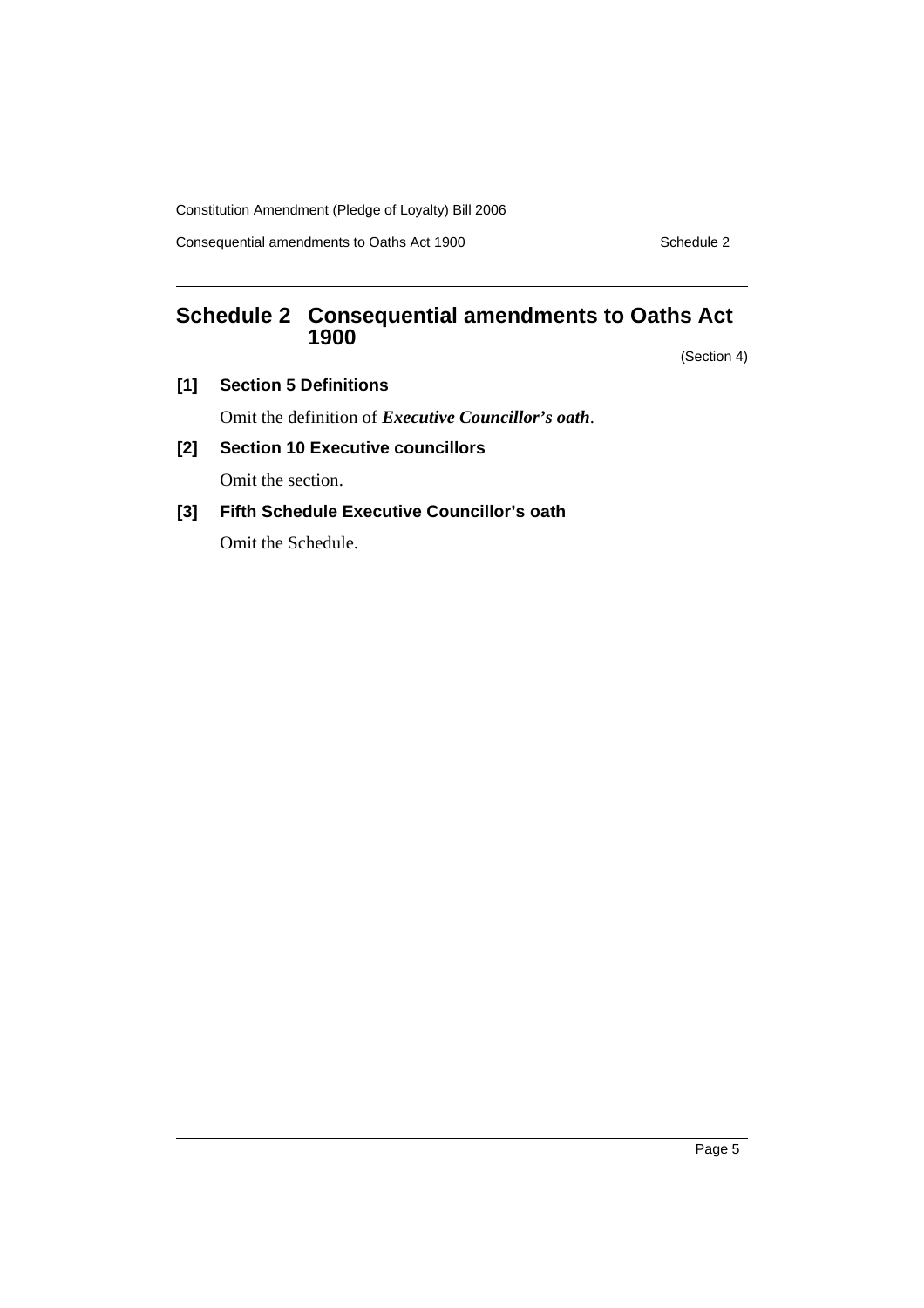# Schedule 2 Consequential amendments to Oaths Act 1900

(Section 4)

### [1] Section 5 Definitions

Omit the definition of ***Executive Councillor's oath***.

### [2] Section 10 Executive councillors

Omit the section.

### [3] Fifth Schedule Executive Councillor's oath

Omit the Schedule.